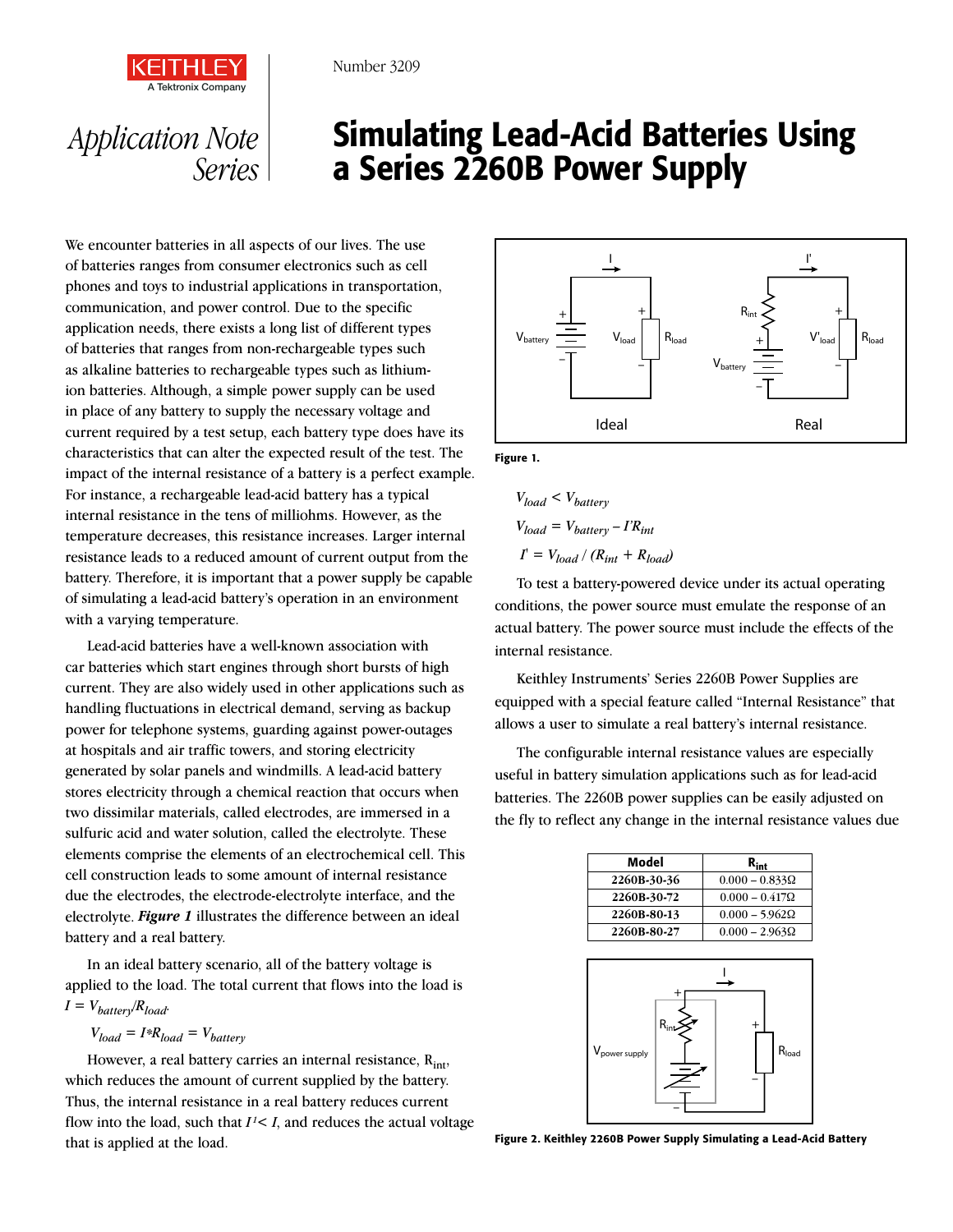KEITHLEY
A Tektronix Company

Number 3209

Application Note Series

# Simulating Lead-Acid Batteries Using a Series 2260B Power Supply

We encounter batteries in all aspects of our lives. The use of batteries ranges from consumer electronics such as cell phones and toys to industrial applications in transportation, communication, and power control. Due to the specific application needs, there exists a long list of different types of batteries that ranges from non-rechargeable types such as alkaline batteries to rechargeable types such as lithium-ion batteries. Although, a simple power supply can be used in place of any battery to supply the necessary voltage and current required by a test setup, each battery type does have its characteristics that can alter the expected result of the test. The impact of the internal resistance of a battery is a perfect example. For instance, a rechargeable lead-acid battery has a typical internal resistance in the tens of milliohms. However, as the temperature decreases, this resistance increases. Larger internal resistance leads to a reduced amount of current output from the battery. Therefore, it is important that a power supply be capable of simulating a lead-acid battery's operation in an environment with a varying temperature.

Lead-acid batteries have a well-known association with car batteries which start engines through short bursts of high current. They are also widely used in other applications such as handling fluctuations in electrical demand, serving as backup power for telephone systems, guarding against power-outages at hospitals and air traffic towers, and storing electricity generated by solar panels and windmills. A lead-acid battery stores electricity through a chemical reaction that occurs when two dissimilar materials, called electrodes, are immersed in a sulfuric acid and water solution, called the electrolyte. These elements comprise the elements of an electrochemical cell. This cell construction leads to some amount of internal resistance due the electrodes, the electrode-electrolyte interface, and the electrolyte. ***Figure 1*** illustrates the difference between an ideal battery and a real battery.

In an ideal battery scenario, all of the battery voltage is applied to the load. The total current that flows into the load is $I = V_{battery}/R_{load}$.

$$V_{load} = I{*}R_{load} = V_{battery}$$

However, a real battery carries an internal resistance, $R_{int}$, which reduces the amount of current supplied by the battery. Thus, the internal resistance in a real battery reduces current flow into the load, such that $I^{1} < I$, and reduces the actual voltage that is applied at the load.

**Figure 1.**

$$V_{load} < V_{battery}$$

$$V_{load} = V_{battery} - I'R_{int}$$

$$I' = V_{load} / (R_{int} + R_{load})$$

To test a battery-powered device under its actual operating conditions, the power source must emulate the response of an actual battery. The power source must include the effects of the internal resistance.

Keithley Instruments' Series 2260B Power Supplies are equipped with a special feature called "Internal Resistance" that allows a user to simulate a real battery's internal resistance.

The configurable internal resistance values are especially useful in battery simulation applications such as for lead-acid batteries. The 2260B power supplies can be easily adjusted on the fly to reflect any change in the internal resistance values due

| Model | $R_{int}$ |
|---|---|
| 2260B-30-36 | 0.000 – 0.833Ω |
| 2260B-30-72 | 0.000 – 0.417Ω |
| 2260B-80-13 | 0.000 – 5.962Ω |
| 2260B-80-27 | 0.000 – 2.963Ω |

**Figure 2. Keithley 2260B Power Supply Simulating a Lead-Acid Battery**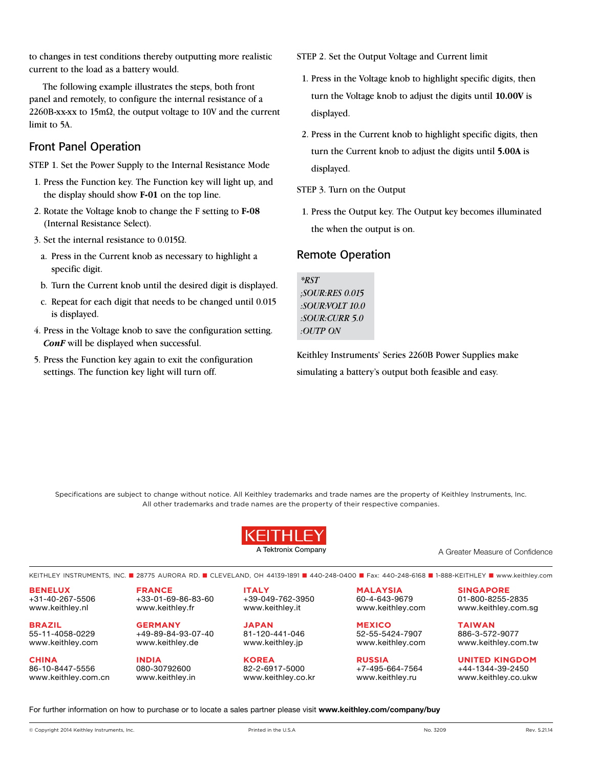to changes in test conditions thereby outputting more realistic current to the load as a battery would.

The following example illustrates the steps, both front panel and remotely, to configure the internal resistance of a 2260B-xx-xx to 15mΩ, the output voltage to 10V and the current limit to 5A.

## Front Panel Operation

STEP 1. Set the Power Supply to the Internal Resistance Mode

1. Press the Function key. The Function key will light up, and the display should show **F-01** on the top line.
2. Rotate the Voltage knob to change the F setting to **F-08** (Internal Resistance Select).
3. Set the internal resistance to 0.015Ω.
   a. Press in the Current knob as necessary to highlight a specific digit.
   b. Turn the Current knob until the desired digit is displayed.
   c. Repeat for each digit that needs to be changed until 0.015 is displayed.
4. Press in the Voltage knob to save the configuration setting. ***ConF*** will be displayed when successful.
5. Press the Function key again to exit the configuration settings. The function key light will turn off.

STEP 2. Set the Output Voltage and Current limit

1. Press in the Voltage knob to highlight specific digits, then turn the Voltage knob to adjust the digits until **10.00V** is displayed.
2. Press in the Current knob to highlight specific digits, then turn the Current knob to adjust the digits until **5.00A** is displayed.

STEP 3. Turn on the Output

1. Press the Output key. The Output key becomes illuminated the when the output is on.

## Remote Operation

```
*RST
;SOUR:RES 0.015
:SOUR:VOLT 10.0
:SOUR:CURR 5.0
:OUTP ON
```

Keithley Instruments' Series 2260B Power Supplies make simulating a battery's output both feasible and easy.

Specifications are subject to change without notice. All Keithley trademarks and trade names are the property of Keithley Instruments, Inc. All other trademarks and trade names are the property of their respective companies.

KEITHLEY
A Tektronix Company

A Greater Measure of Confidence

KEITHLEY INSTRUMENTS, INC. ■ 28775 AURORA RD. ■ CLEVELAND, OH 44139-1891 ■ 440-248-0400 ■ Fax: 440-248-6168 ■ 1-888-KEITHLEY ■ www.keithley.com

**BENELUX**
+31-40-267-5506
www.keithley.nl

**BRAZIL**
55-11-4058-0229
www.keithley.com

**CHINA**
86-10-8447-5556
www.keithley.com.cn

**FRANCE**
+33-01-69-86-83-60
www.keithley.fr

**GERMANY**
+49-89-84-93-07-40
www.keithley.de

**INDIA**
080-30792600
www.keithley.in

**ITALY**
+39-049-762-3950
www.keithley.it

**JAPAN**
81-120-441-046
www.keithley.jp

**KOREA**
82-2-6917-5000
www.keithley.co.kr

**MALAYSIA**
60-4-643-9679
www.keithley.com

**MEXICO**
52-55-5424-7907
www.keithley.com

**RUSSIA**
+7-495-664-7564
www.keithley.ru

**SINGAPORE**
01-800-8255-2835
www.keithley.com.sg

**TAIWAN**
886-3-572-9077
www.keithley.com.tw

**UNITED KINGDOM**
+44-1344-39-2450
www.keithley.co.ukw

For further information on how to purchase or to locate a sales partner please visit **www.keithley.com/company/buy**

© Copyright 2014 Keithley Instruments, Inc. Printed in the U.S.A No. 3209 Rev. 5.21.14